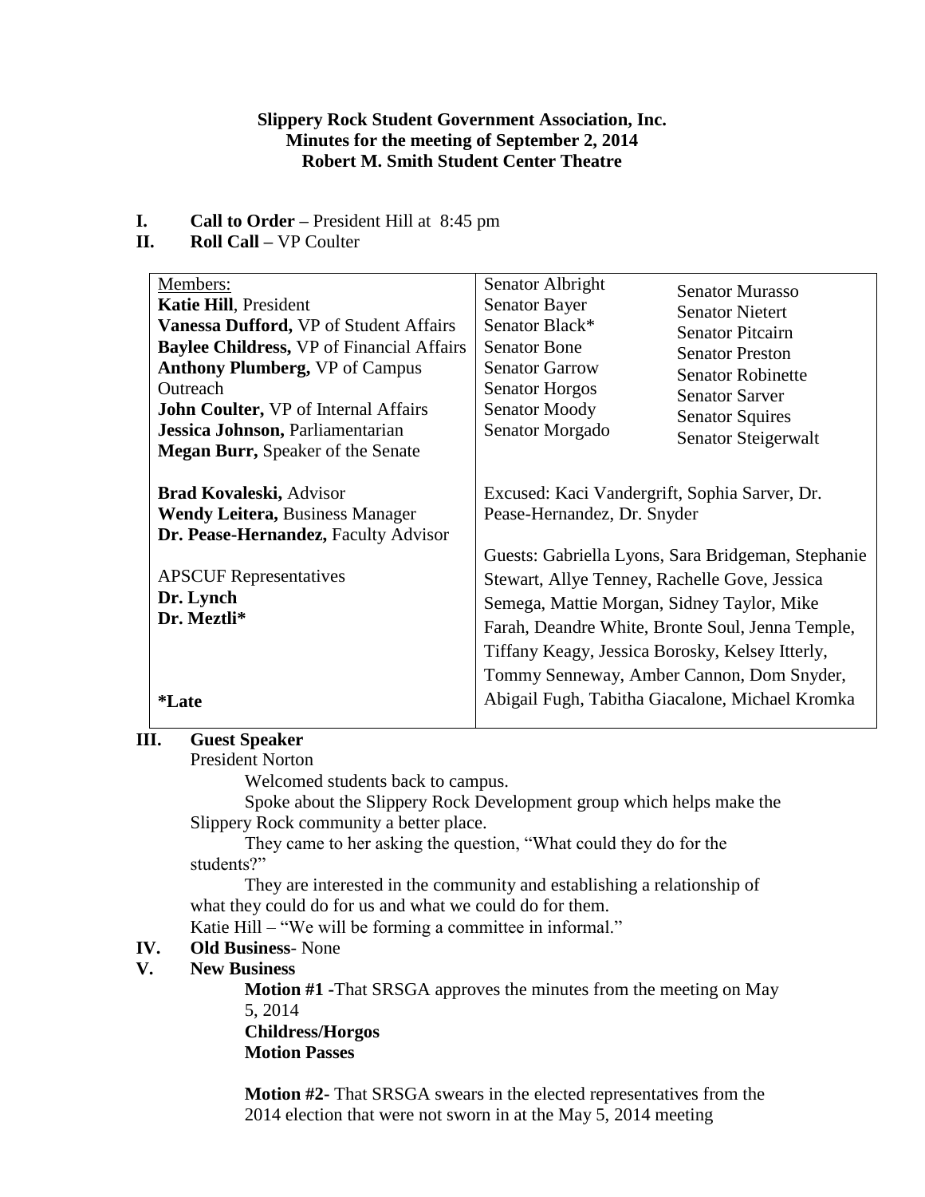**Slippery Rock Student Government Association, Inc.**
**Minutes for the meeting of September 2, 2014**
**Robert M. Smith Student Center Theatre**

**I. Call to Order –** President Hill at 8:45 pm

**II. Roll Call –** VP Coulter

| Members: | | |
|---|---|---|
| **Katie Hill**, President<br>**Vanessa Dufford,** VP of Student Affairs<br>**Baylee Childress,** VP of Financial Affairs<br>**Anthony Plumberg,** VP of Campus Outreach<br>**John Coulter,** VP of Internal Affairs<br>**Jessica Johnson,** Parliamentarian<br>**Megan Burr,** Speaker of the Senate | Senator Albright<br>Senator Bayer<br>Senator Black*<br>Senator Bone<br>Senator Garrow<br>Senator Horgos<br>Senator Moody<br>Senator Morgado | Senator Murasso<br>Senator Nietert<br>Senator Pitcairn<br>Senator Preston<br>Senator Robinette<br>Senator Sarver<br>Senator Squires<br>Senator Steigerwalt |
| **Brad Kovaleski,** Advisor<br>**Wendy Leitera,** Business Manager<br>**Dr. Pease-Hernandez,** Faculty Advisor<br><br>APSCUF Representatives<br>**Dr. Lynch**<br>**Dr. Meztli***<br><br>***Late** | Excused: Kaci Vandergrift, Sophia Sarver, Dr. Pease-Hernandez, Dr. Snyder<br><br>Guests: Gabriella Lyons, Sara Bridgeman, Stephanie Stewart, Allye Tenney, Rachelle Gove, Jessica Semega, Mattie Morgan, Sidney Taylor, Mike Farah, Deandre White, Bronte Soul, Jenna Temple, Tiffany Keagy, Jessica Borosky, Kelsey Itterly, Tommy Senneway, Amber Cannon, Dom Snyder, Abigail Fugh, Tabitha Giacalone, Michael Kromka | |

**III. Guest Speaker**

President Norton

Welcomed students back to campus.

Spoke about the Slippery Rock Development group which helps make the Slippery Rock community a better place.

They came to her asking the question, "What could they do for the students?"

They are interested in the community and establishing a relationship of what they could do for us and what we could do for them.

Katie Hill – "We will be forming a committee in informal."

**IV. Old Business**- None

**V. New Business**

**Motion #1 -**That SRSGA approves the minutes from the meeting on May 5, 2014
**Childress/Horgos**
**Motion Passes**

**Motion #2**- That SRSGA swears in the elected representatives from the 2014 election that were not sworn in at the May 5, 2014 meeting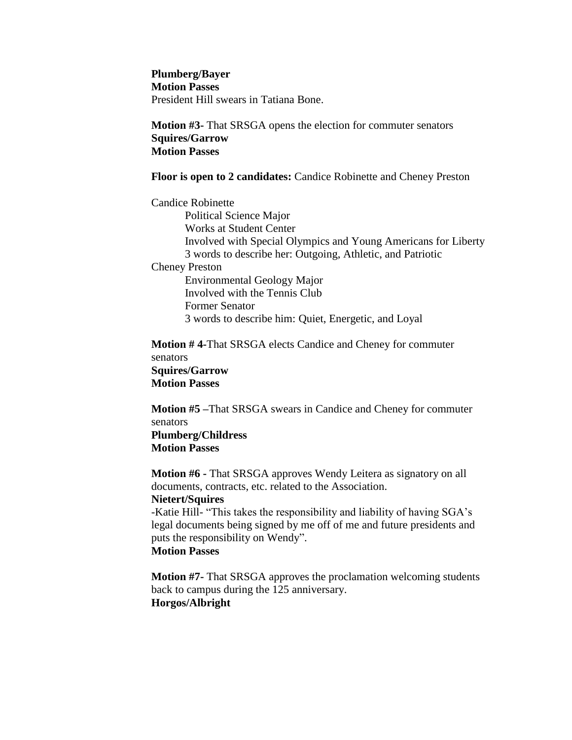**Plumberg/Bayer**
**Motion Passes**
President Hill swears in Tatiana Bone.

**Motion #3-** That SRSGA opens the election for commuter senators
**Squires/Garrow**
**Motion Passes**

**Floor is open to 2 candidates:** Candice Robinette and Cheney Preston

Candice Robinette
- Political Science Major
- Works at Student Center
- Involved with Special Olympics and Young Americans for Liberty
- 3 words to describe her: Outgoing, Athletic, and Patriotic

Cheney Preston
- Environmental Geology Major
- Involved with the Tennis Club
- Former Senator
- 3 words to describe him: Quiet, Energetic, and Loyal

**Motion # 4-**That SRSGA elects Candice and Cheney for commuter senators
**Squires/Garrow**
**Motion Passes**

**Motion #5 –**That SRSGA swears in Candice and Cheney for commuter senators
**Plumberg/Childress**
**Motion Passes**

**Motion #6 -** That SRSGA approves Wendy Leitera as signatory on all documents, contracts, etc. related to the Association.
**Nietert/Squires**
-Katie Hill- "This takes the responsibility and liability of having SGA's legal documents being signed by me off of me and future presidents and puts the responsibility on Wendy".
**Motion Passes**

**Motion #7-** That SRSGA approves the proclamation welcoming students back to campus during the 125 anniversary.
**Horgos/Albright**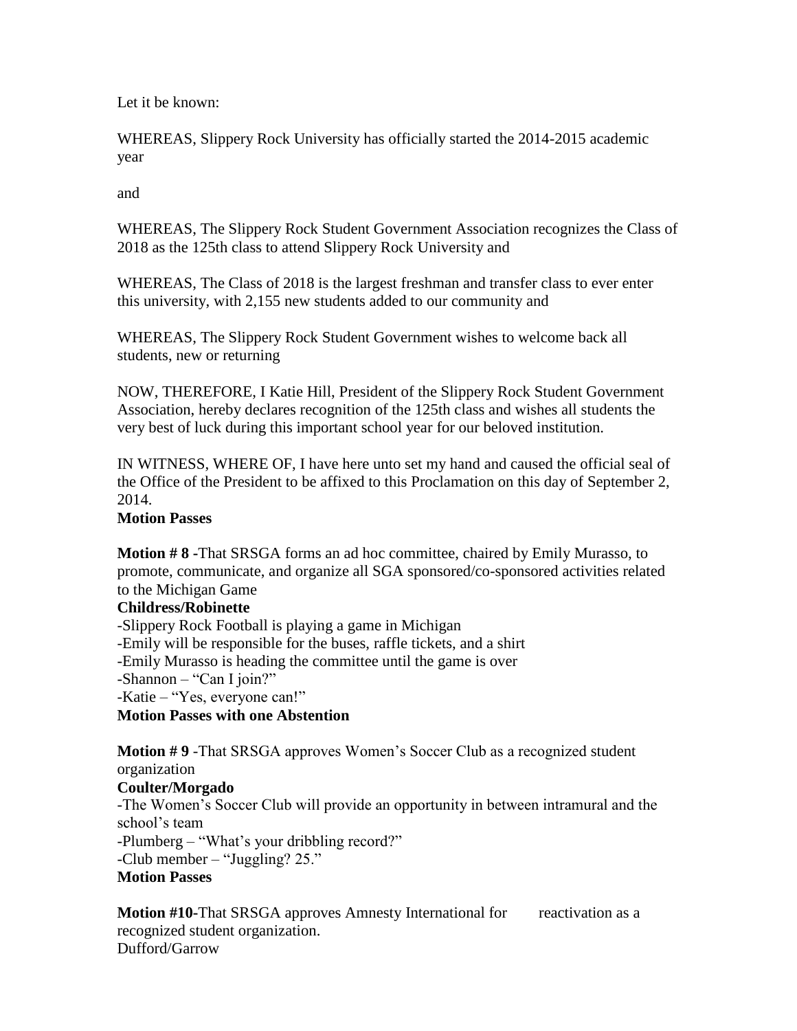Let it be known:

WHEREAS, Slippery Rock University has officially started the 2014-2015 academic year

and

WHEREAS, The Slippery Rock Student Government Association recognizes the Class of 2018 as the 125th class to attend Slippery Rock University and

WHEREAS, The Class of 2018 is the largest freshman and transfer class to ever enter this university, with 2,155 new students added to our community and

WHEREAS, The Slippery Rock Student Government wishes to welcome back all students, new or returning

NOW, THEREFORE, I Katie Hill, President of the Slippery Rock Student Government Association, hereby declares recognition of the 125th class and wishes all students the very best of luck during this important school year for our beloved institution.

IN WITNESS, WHERE OF, I have here unto set my hand and caused the official seal of the Office of the President to be affixed to this Proclamation on this day of September 2, 2014.

**Motion Passes**

**Motion # 8 -**That SRSGA forms an ad hoc committee, chaired by Emily Murasso, to promote, communicate, and organize all SGA sponsored/co-sponsored activities related to the Michigan Game

**Childress/Robinette**

-Slippery Rock Football is playing a game in Michigan
-Emily will be responsible for the buses, raffle tickets, and a shirt
-Emily Murasso is heading the committee until the game is over
-Shannon – "Can I join?"
-Katie – "Yes, everyone can!"

**Motion Passes with one Abstention**

**Motion # 9** -That SRSGA approves Women's Soccer Club as a recognized student organization

**Coulter/Morgado**

-The Women's Soccer Club will provide an opportunity in between intramural and the school's team
-Plumberg – "What's your dribbling record?"
-Club member – "Juggling? 25."

**Motion Passes**

**Motion #10**-That SRSGA approves Amnesty International for reactivation as a recognized student organization.
Dufford/Garrow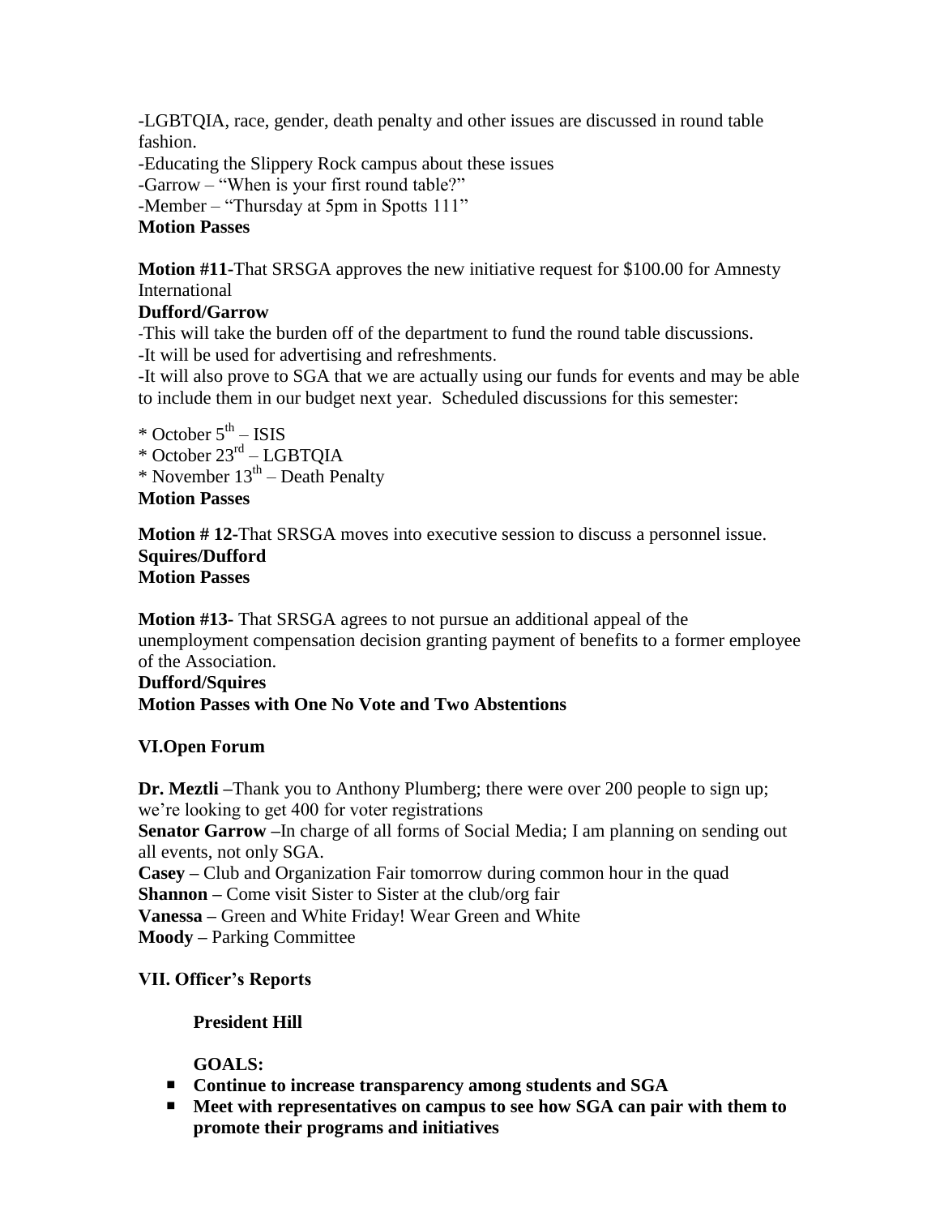-LGBTQIA, race, gender, death penalty and other issues are discussed in round table fashion.
-Educating the Slippery Rock campus about these issues
-Garrow – "When is your first round table?"
-Member – "Thursday at 5pm in Spotts 111"
**Motion Passes**

**Motion #11-**That SRSGA approves the new initiative request for $100.00 for Amnesty International
**Dufford/Garrow**
-This will take the burden off of the department to fund the round table discussions.
-It will be used for advertising and refreshments.
-It will also prove to SGA that we are actually using our funds for events and may be able to include them in our budget next year. Scheduled discussions for this semester:

* October 5th – ISIS
* October 23rd – LGBTQIA
* November 13th – Death Penalty

**Motion Passes**

**Motion # 12-**That SRSGA moves into executive session to discuss a personnel issue.
**Squires/Dufford**
**Motion Passes**

**Motion #13-** That SRSGA agrees to not pursue an additional appeal of the unemployment compensation decision granting payment of benefits to a former employee of the Association.
**Dufford/Squires**
**Motion Passes with One No Vote and Two Abstentions**

## VI.Open Forum

**Dr. Meztli –**Thank you to Anthony Plumberg; there were over 200 people to sign up; we're looking to get 400 for voter registrations
**Senator Garrow –**In charge of all forms of Social Media; I am planning on sending out all events, not only SGA.
**Casey –** Club and Organization Fair tomorrow during common hour in the quad
**Shannon –** Come visit Sister to Sister at the club/org fair
**Vanessa –** Green and White Friday! Wear Green and White
**Moody –** Parking Committee

## VII. Officer's Reports

**President Hill**

**GOALS:**

- **Continue to increase transparency among students and SGA**
- **Meet with representatives on campus to see how SGA can pair with them to promote their programs and initiatives**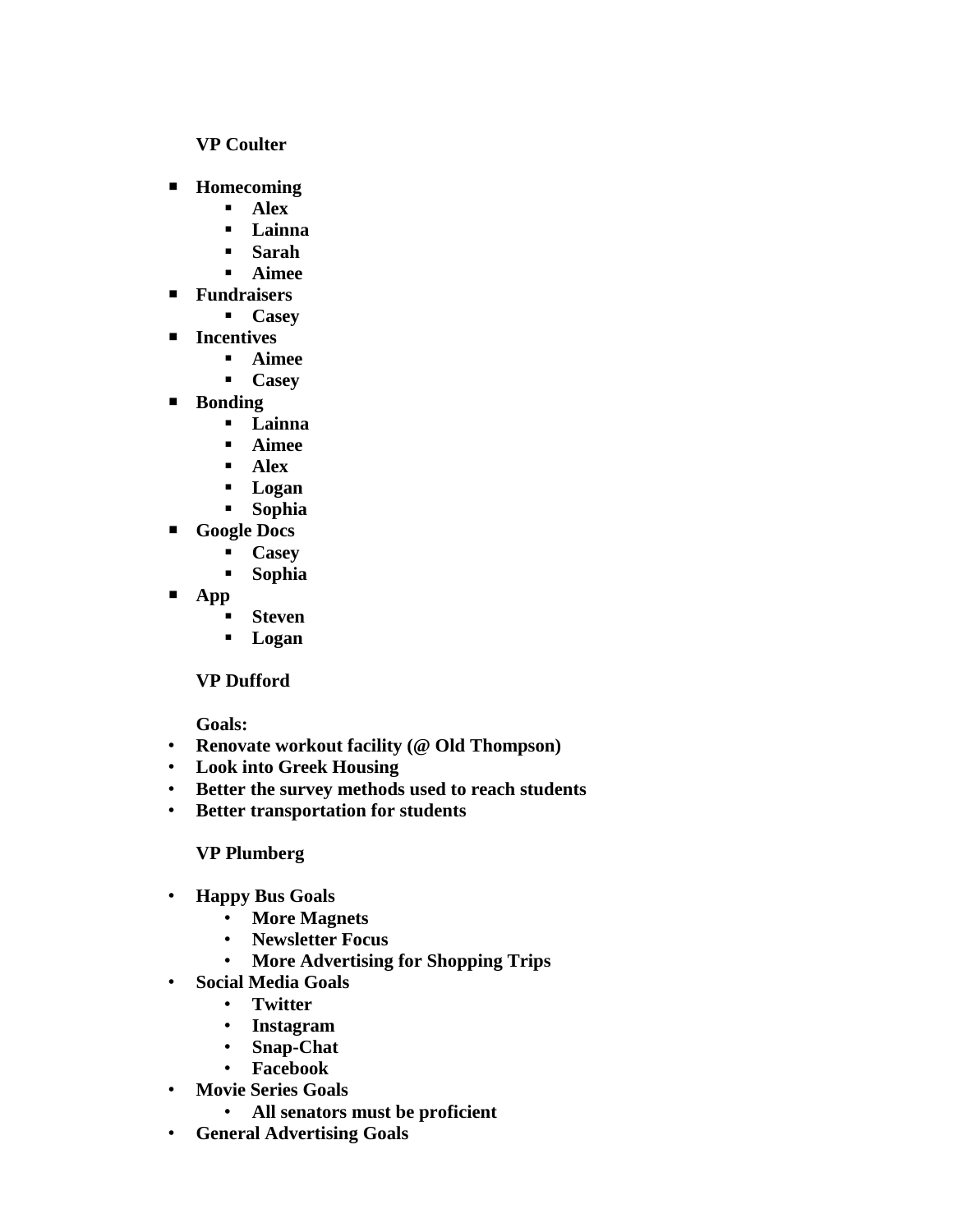**VP Coulter**

- **Homecoming**
    - **Alex**
    - **Lainna**
    - **Sarah**
    - **Aimee**
- **Fundraisers**
    - **Casey**
- **Incentives**
    - **Aimee**
    - **Casey**
- **Bonding**
    - **Lainna**
    - **Aimee**
    - **Alex**
    - **Logan**
    - **Sophia**
- **Google Docs**
    - **Casey**
    - **Sophia**
- **App**
    - **Steven**
    - **Logan**

**VP Dufford**

**Goals:**

- **Renovate workout facility (@ Old Thompson)**
- **Look into Greek Housing**
- **Better the survey methods used to reach students**
- **Better transportation for students**

**VP Plumberg**

- **Happy Bus Goals**
    - **More Magnets**
    - **Newsletter Focus**
    - **More Advertising for Shopping Trips**
- **Social Media Goals**
    - **Twitter**
    - **Instagram**
    - **Snap-Chat**
    - **Facebook**
- **Movie Series Goals**
    - **All senators must be proficient**
- **General Advertising Goals**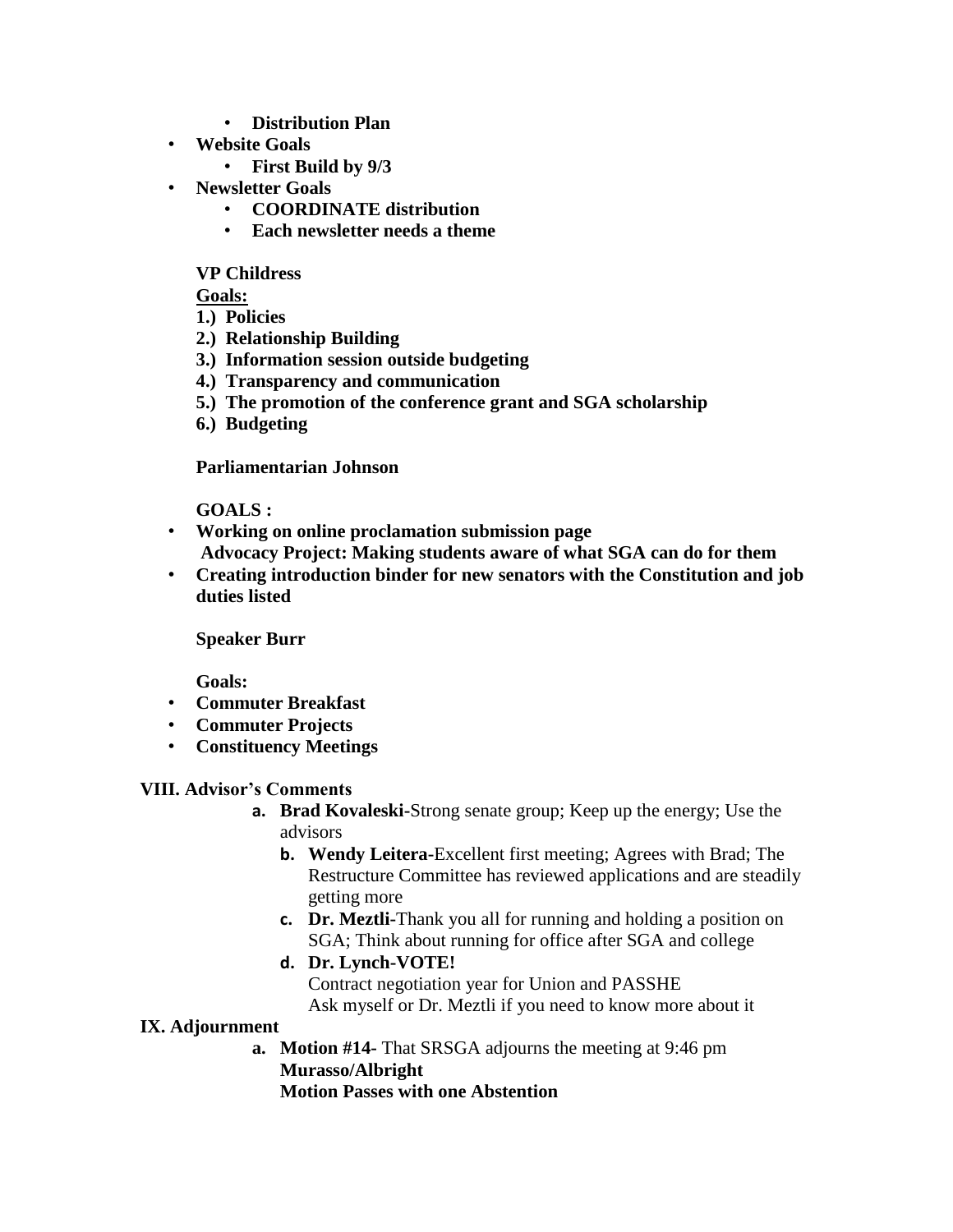- **Distribution Plan**
- **Website Goals**
  - **First Build by 9/3**
- **Newsletter Goals**
  - **COORDINATE distribution**
  - **Each newsletter needs a theme**

**VP Childress**

**Goals:**

1. **Policies**
2. **Relationship Building**
3. **Information session outside budgeting**
4. **Transparency and communication**
5. **The promotion of the conference grant and SGA scholarship**
6. **Budgeting**

**Parliamentarian Johnson**

**GOALS :**

- **Working on online proclamation submission page**
  **Advocacy Project: Making students aware of what SGA can do for them**
- **Creating introduction binder for new senators with the Constitution and job duties listed**

**Speaker Burr**

**Goals:**

- **Commuter Breakfast**
- **Commuter Projects**
- **Constituency Meetings**

## VIII. Advisor's Comments

a. **Brad Kovaleski-**Strong senate group; Keep up the energy; Use the advisors

b. **Wendy Leitera-**Excellent first meeting; Agrees with Brad; The Restructure Committee has reviewed applications and are steadily getting more

c. **Dr. Meztli-**Thank you all for running and holding a position on SGA; Think about running for office after SGA and college

d. **Dr. Lynch-VOTE!**
Contract negotiation year for Union and PASSHE
Ask myself or Dr. Meztli if you need to know more about it

## IX. Adjournment

a. **Motion #14-** That SRSGA adjourns the meeting at 9:46 pm
**Murasso/Albright**
**Motion Passes with one Abstention**